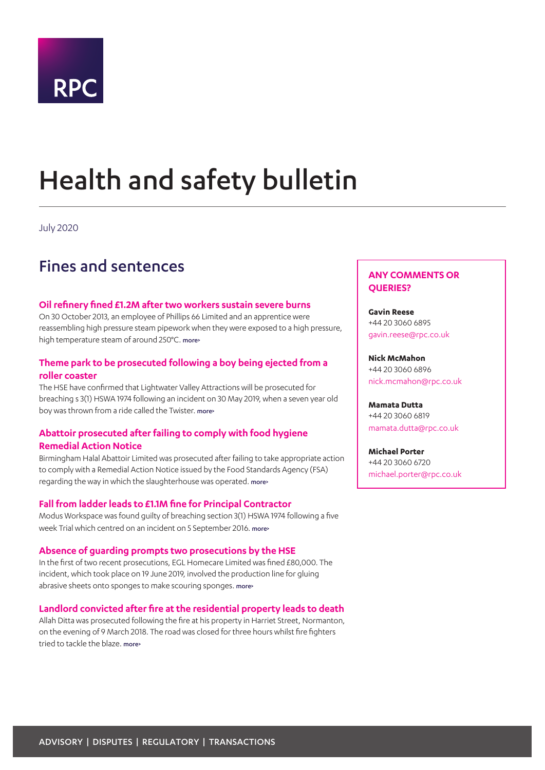RPC

# Health and safety bulletin

July 2020

## Fines and sentences

### Oil refinery fined £1.2M after two workers sustain severe burns

On 30 October 2013, an employee of Phillips 66 Limited and an apprentice were reassembling high pressure steam pipework when they were exposed to a high pressure, high temperature steam of around 250°C. more›

### Theme park to be prosecuted following a boy being ejected from a roller coaster

The HSE have confirmed that Lightwater Valley Attractions will be prosecuted for breaching s 3(1) HSWA 1974 following an incident on 30 May 2019, when a seven year old boy was thrown from a ride called the Twister. more›

### Abattoir prosecuted after failing to comply with food hygiene Remedial Action Notice

Birmingham Halal Abattoir Limited was prosecuted after failing to take appropriate action to comply with a Remedial Action Notice issued by the Food Standards Agency (FSA) regarding the way in which the slaughterhouse was operated. more›

### Fall from ladder leads to £1.1M fine for Principal Contractor

Modus Workspace was found guilty of breaching section 3(1) HSWA 1974 following a five week Trial which centred on an incident on 5 September 2016. more›

### Absence of guarding prompts two prosecutions by the HSE

In the first of two recent prosecutions, EGL Homecare Limited was fined £80,000. The incident, which took place on 19 June 2019, involved the production line for gluing abrasive sheets onto sponges to make scouring sponges. more›

### Landlord convicted after fire at the residential property leads to death

Allah Ditta was prosecuted following the fire at his property in Harriet Street, Normanton, on the evening of 9 March 2018. The road was closed for three hours whilst fire fighters tried to tackle the blaze. more›

**ANY COMMENTS OR QUERIES?**

**Gavin Reese**
+44 20 3060 6895
gavin.reese@rpc.co.uk

**Nick McMahon**
+44 20 3060 6896
nick.mcmahon@rpc.co.uk

**Mamata Dutta**
+44 20 3060 6819
mamata.dutta@rpc.co.uk

**Michael Porter**
+44 20 3060 6720
michael.porter@rpc.co.uk

ADVISORY | DISPUTES | REGULATORY | TRANSACTIONS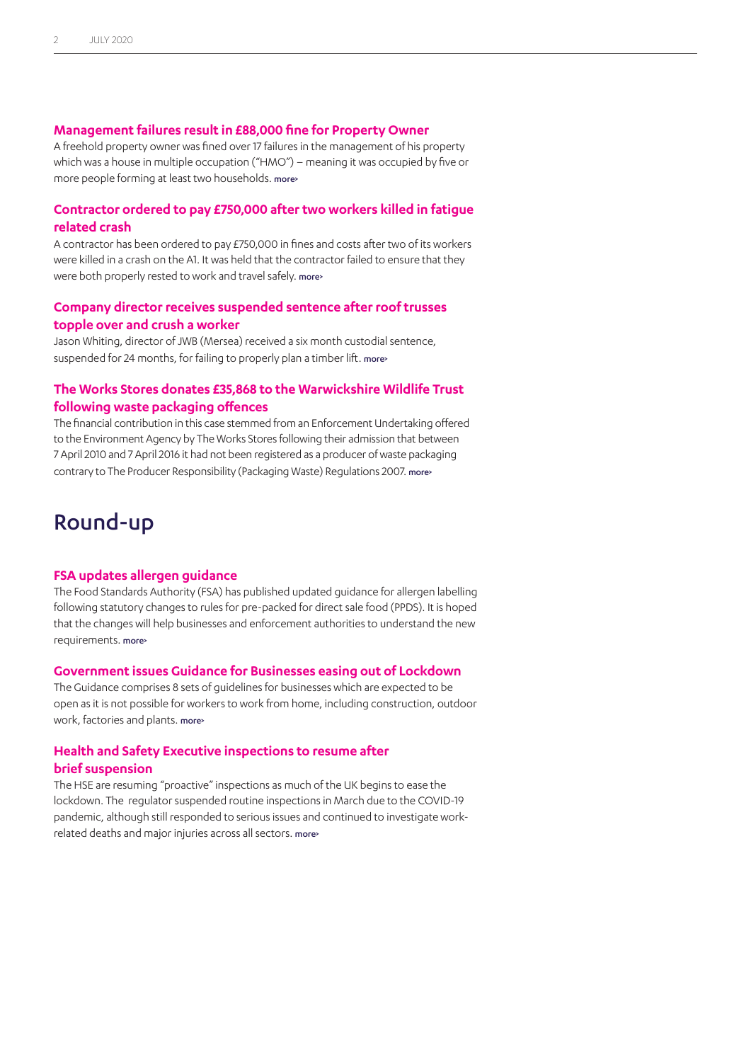### Management failures result in £88,000 fine for Property Owner

A freehold property owner was fined over 17 failures in the management of his property which was a house in multiple occupation ("HMO") – meaning it was occupied by five or more people forming at least two households. more›

### Contractor ordered to pay £750,000 after two workers killed in fatigue related crash

A contractor has been ordered to pay £750,000 in fines and costs after two of its workers were killed in a crash on the A1. It was held that the contractor failed to ensure that they were both properly rested to work and travel safely. more›

### Company director receives suspended sentence after roof trusses topple over and crush a worker

Jason Whiting, director of JWB (Mersea) received a six month custodial sentence, suspended for 24 months, for failing to properly plan a timber lift. more›

### The Works Stores donates £35,868 to the Warwickshire Wildlife Trust following waste packaging offences

The financial contribution in this case stemmed from an Enforcement Undertaking offered to the Environment Agency by The Works Stores following their admission that between 7 April 2010 and 7 April 2016 it had not been registered as a producer of waste packaging contrary to The Producer Responsibility (Packaging Waste) Regulations 2007. more›

## Round-up

### FSA updates allergen guidance

The Food Standards Authority (FSA) has published updated guidance for allergen labelling following statutory changes to rules for pre-packed for direct sale food (PPDS). It is hoped that the changes will help businesses and enforcement authorities to understand the new requirements. more›

### Government issues Guidance for Businesses easing out of Lockdown

The Guidance comprises 8 sets of guidelines for businesses which are expected to be open as it is not possible for workers to work from home, including construction, outdoor work, factories and plants. more›

### Health and Safety Executive inspections to resume after brief suspension

The HSE are resuming "proactive" inspections as much of the UK begins to ease the lockdown. The regulator suspended routine inspections in March due to the COVID-19 pandemic, although still responded to serious issues and continued to investigate work-related deaths and major injuries across all sectors. more›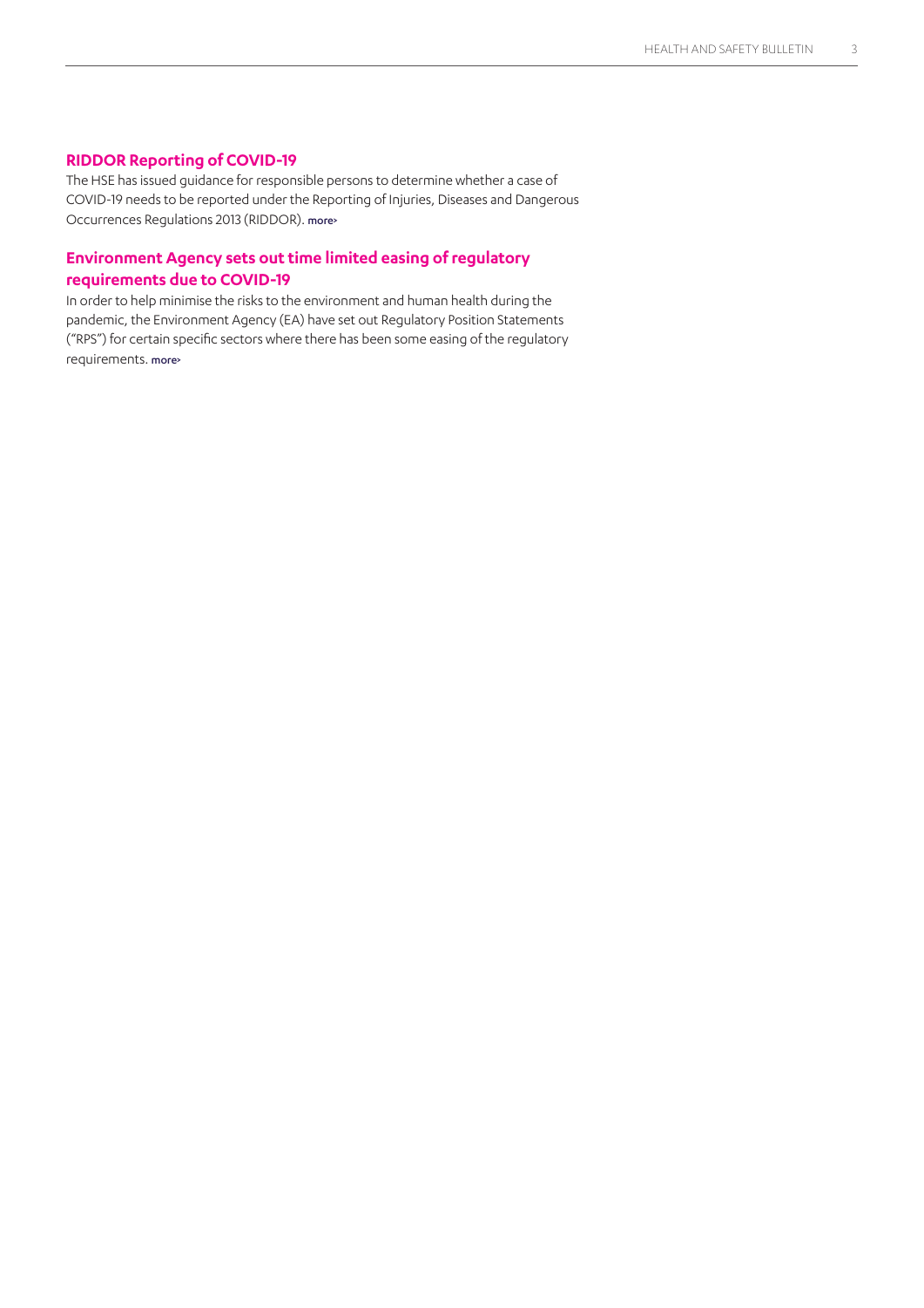## RIDDOR Reporting of COVID-19

The HSE has issued guidance for responsible persons to determine whether a case of COVID-19 needs to be reported under the Reporting of Injuries, Diseases and Dangerous Occurrences Regulations 2013 (RIDDOR). more›

## Environment Agency sets out time limited easing of regulatory requirements due to COVID-19

In order to help minimise the risks to the environment and human health during the pandemic, the Environment Agency (EA) have set out Regulatory Position Statements ("RPS") for certain specific sectors where there has been some easing of the regulatory requirements. more›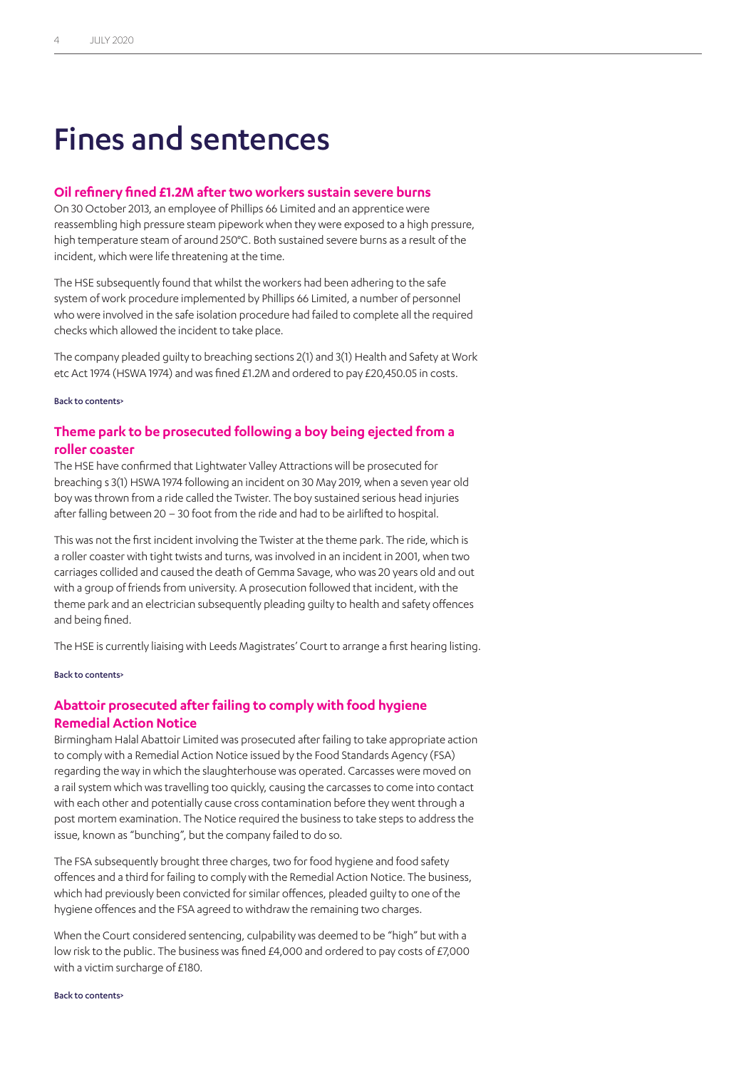# Fines and sentences

### Oil refinery fined £1.2M after two workers sustain severe burns

On 30 October 2013, an employee of Phillips 66 Limited and an apprentice were reassembling high pressure steam pipework when they were exposed to a high pressure, high temperature steam of around 250°C. Both sustained severe burns as a result of the incident, which were life threatening at the time.

The HSE subsequently found that whilst the workers had been adhering to the safe system of work procedure implemented by Phillips 66 Limited, a number of personnel who were involved in the safe isolation procedure had failed to complete all the required checks which allowed the incident to take place.

The company pleaded guilty to breaching sections 2(1) and 3(1) Health and Safety at Work etc Act 1974 (HSWA 1974) and was fined £1.2M and ordered to pay £20,450.05 in costs.

Back to contents>

### Theme park to be prosecuted following a boy being ejected from a roller coaster

The HSE have confirmed that Lightwater Valley Attractions will be prosecuted for breaching s 3(1) HSWA 1974 following an incident on 30 May 2019, when a seven year old boy was thrown from a ride called the Twister. The boy sustained serious head injuries after falling between 20 – 30 foot from the ride and had to be airlifted to hospital.

This was not the first incident involving the Twister at the theme park. The ride, which is a roller coaster with tight twists and turns, was involved in an incident in 2001, when two carriages collided and caused the death of Gemma Savage, who was 20 years old and out with a group of friends from university. A prosecution followed that incident, with the theme park and an electrician subsequently pleading guilty to health and safety offences and being fined.

The HSE is currently liaising with Leeds Magistrates' Court to arrange a first hearing listing.

Back to contents>

### Abattoir prosecuted after failing to comply with food hygiene Remedial Action Notice

Birmingham Halal Abattoir Limited was prosecuted after failing to take appropriate action to comply with a Remedial Action Notice issued by the Food Standards Agency (FSA) regarding the way in which the slaughterhouse was operated. Carcasses were moved on a rail system which was travelling too quickly, causing the carcasses to come into contact with each other and potentially cause cross contamination before they went through a post mortem examination. The Notice required the business to take steps to address the issue, known as "bunching", but the company failed to do so.

The FSA subsequently brought three charges, two for food hygiene and food safety offences and a third for failing to comply with the Remedial Action Notice. The business, which had previously been convicted for similar offences, pleaded guilty to one of the hygiene offences and the FSA agreed to withdraw the remaining two charges.

When the Court considered sentencing, culpability was deemed to be "high" but with a low risk to the public. The business was fined £4,000 and ordered to pay costs of £7,000 with a victim surcharge of £180.

Back to contents>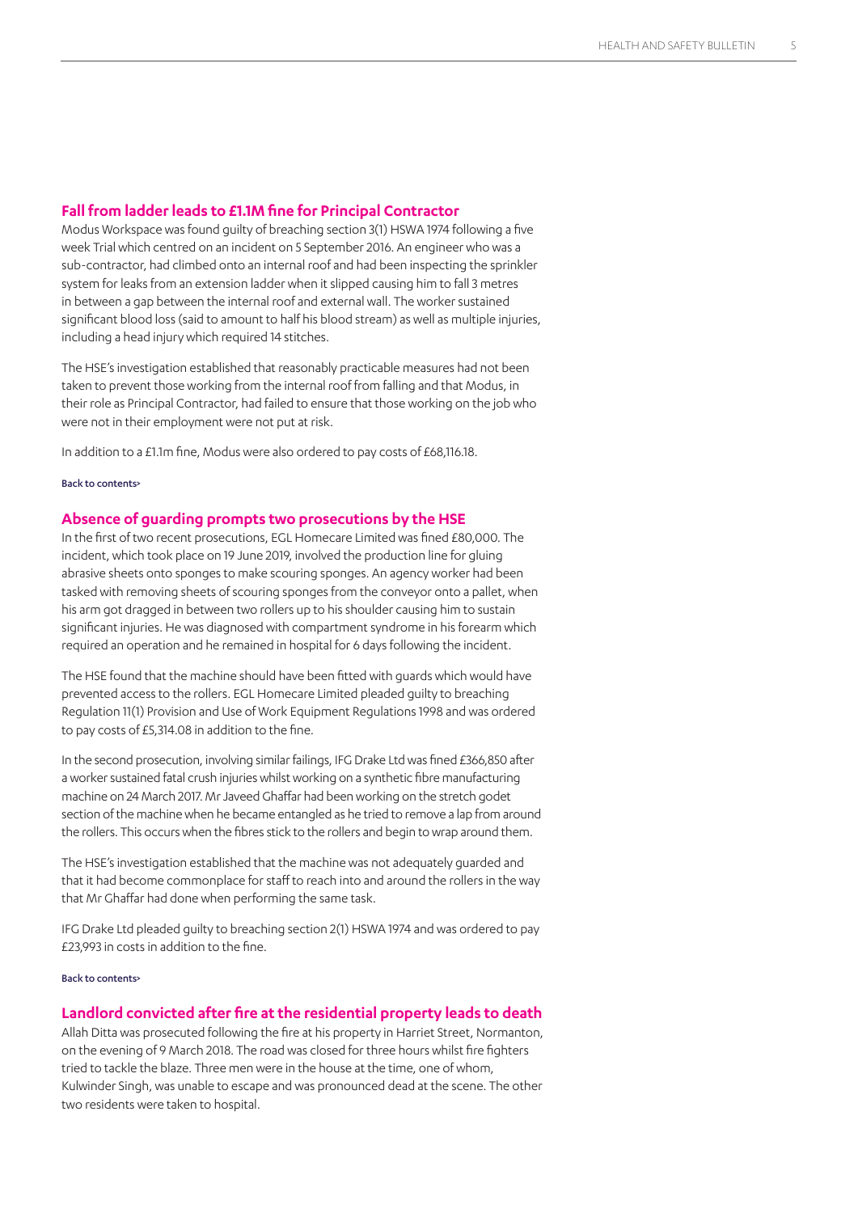## Fall from ladder leads to £1.1M fine for Principal Contractor

Modus Workspace was found guilty of breaching section 3(1) HSWA 1974 following a five week Trial which centred on an incident on 5 September 2016. An engineer who was a sub-contractor, had climbed onto an internal roof and had been inspecting the sprinkler system for leaks from an extension ladder when it slipped causing him to fall 3 metres in between a gap between the internal roof and external wall. The worker sustained significant blood loss (said to amount to half his blood stream) as well as multiple injuries, including a head injury which required 14 stitches.

The HSE's investigation established that reasonably practicable measures had not been taken to prevent those working from the internal roof from falling and that Modus, in their role as Principal Contractor, had failed to ensure that those working on the job who were not in their employment were not put at risk.

In addition to a £1.1m fine, Modus were also ordered to pay costs of £68,116.18.

Back to contents>

## Absence of guarding prompts two prosecutions by the HSE

In the first of two recent prosecutions, EGL Homecare Limited was fined £80,000. The incident, which took place on 19 June 2019, involved the production line for gluing abrasive sheets onto sponges to make scouring sponges. An agency worker had been tasked with removing sheets of scouring sponges from the conveyor onto a pallet, when his arm got dragged in between two rollers up to his shoulder causing him to sustain significant injuries. He was diagnosed with compartment syndrome in his forearm which required an operation and he remained in hospital for 6 days following the incident.

The HSE found that the machine should have been fitted with guards which would have prevented access to the rollers. EGL Homecare Limited pleaded guilty to breaching Regulation 11(1) Provision and Use of Work Equipment Regulations 1998 and was ordered to pay costs of £5,314.08 in addition to the fine.

In the second prosecution, involving similar failings, IFG Drake Ltd was fined £366,850 after a worker sustained fatal crush injuries whilst working on a synthetic fibre manufacturing machine on 24 March 2017. Mr Javeed Ghaffar had been working on the stretch godet section of the machine when he became entangled as he tried to remove a lap from around the rollers. This occurs when the fibres stick to the rollers and begin to wrap around them.

The HSE's investigation established that the machine was not adequately guarded and that it had become commonplace for staff to reach into and around the rollers in the way that Mr Ghaffar had done when performing the same task.

IFG Drake Ltd pleaded guilty to breaching section 2(1) HSWA 1974 and was ordered to pay £23,993 in costs in addition to the fine.

Back to contents>

## Landlord convicted after fire at the residential property leads to death

Allah Ditta was prosecuted following the fire at his property in Harriet Street, Normanton, on the evening of 9 March 2018. The road was closed for three hours whilst fire fighters tried to tackle the blaze. Three men were in the house at the time, one of whom, Kulwinder Singh, was unable to escape and was pronounced dead at the scene. The other two residents were taken to hospital.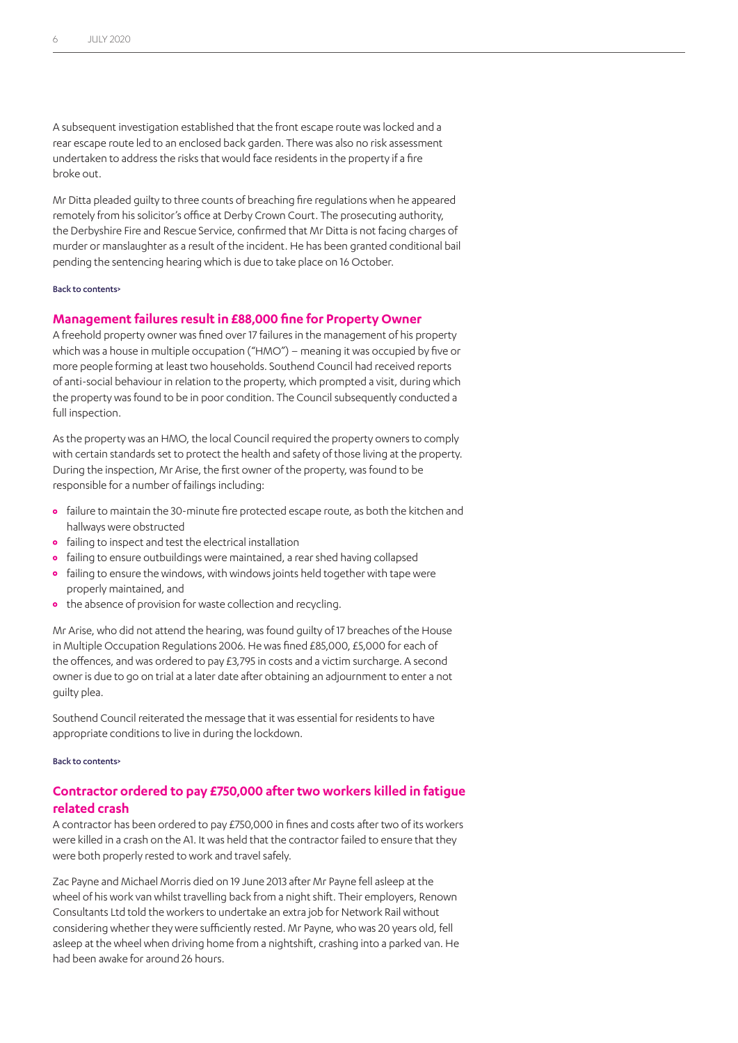A subsequent investigation established that the front escape route was locked and a rear escape route led to an enclosed back garden. There was also no risk assessment undertaken to address the risks that would face residents in the property if a fire broke out.

Mr Ditta pleaded guilty to three counts of breaching fire regulations when he appeared remotely from his solicitor's office at Derby Crown Court. The prosecuting authority, the Derbyshire Fire and Rescue Service, confirmed that Mr Ditta is not facing charges of murder or manslaughter as a result of the incident. He has been granted conditional bail pending the sentencing hearing which is due to take place on 16 October.

Back to contents>

## Management failures result in £88,000 fine for Property Owner

A freehold property owner was fined over 17 failures in the management of his property which was a house in multiple occupation ("HMO") – meaning it was occupied by five or more people forming at least two households. Southend Council had received reports of anti-social behaviour in relation to the property, which prompted a visit, during which the property was found to be in poor condition. The Council subsequently conducted a full inspection.

As the property was an HMO, the local Council required the property owners to comply with certain standards set to protect the health and safety of those living at the property. During the inspection, Mr Arise, the first owner of the property, was found to be responsible for a number of failings including:

- failure to maintain the 30-minute fire protected escape route, as both the kitchen and hallways were obstructed
- failing to inspect and test the electrical installation
- failing to ensure outbuildings were maintained, a rear shed having collapsed
- failing to ensure the windows, with windows joints held together with tape were properly maintained, and
- the absence of provision for waste collection and recycling.

Mr Arise, who did not attend the hearing, was found guilty of 17 breaches of the House in Multiple Occupation Regulations 2006. He was fined £85,000, £5,000 for each of the offences, and was ordered to pay £3,795 in costs and a victim surcharge. A second owner is due to go on trial at a later date after obtaining an adjournment to enter a not guilty plea.

Southend Council reiterated the message that it was essential for residents to have appropriate conditions to live in during the lockdown.

Back to contents>

## Contractor ordered to pay £750,000 after two workers killed in fatigue related crash

A contractor has been ordered to pay £750,000 in fines and costs after two of its workers were killed in a crash on the A1. It was held that the contractor failed to ensure that they were both properly rested to work and travel safely.

Zac Payne and Michael Morris died on 19 June 2013 after Mr Payne fell asleep at the wheel of his work van whilst travelling back from a night shift. Their employers, Renown Consultants Ltd told the workers to undertake an extra job for Network Rail without considering whether they were sufficiently rested. Mr Payne, who was 20 years old, fell asleep at the wheel when driving home from a nightshift, crashing into a parked van. He had been awake for around 26 hours.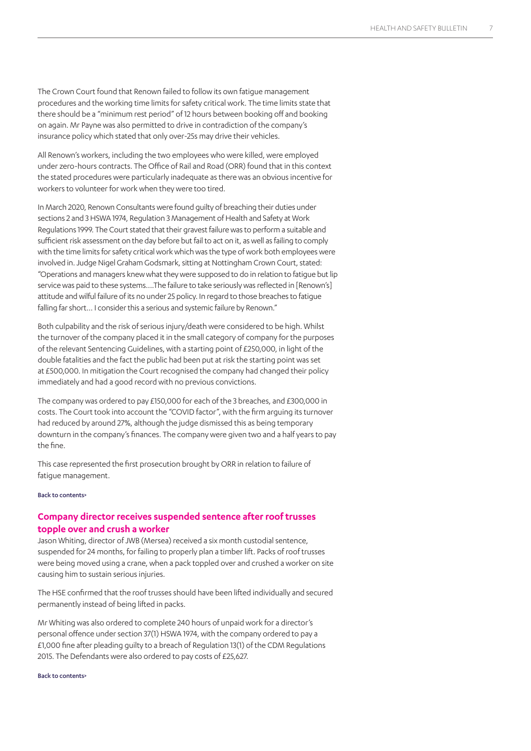The Crown Court found that Renown failed to follow its own fatigue management procedures and the working time limits for safety critical work. The time limits state that there should be a "minimum rest period" of 12 hours between booking off and booking on again. Mr Payne was also permitted to drive in contradiction of the company's insurance policy which stated that only over-25s may drive their vehicles.

All Renown's workers, including the two employees who were killed, were employed under zero-hours contracts. The Office of Rail and Road (ORR) found that in this context the stated procedures were particularly inadequate as there was an obvious incentive for workers to volunteer for work when they were too tired.

In March 2020, Renown Consultants were found guilty of breaching their duties under sections 2 and 3 HSWA 1974, Regulation 3 Management of Health and Safety at Work Regulations 1999. The Court stated that their gravest failure was to perform a suitable and sufficient risk assessment on the day before but fail to act on it, as well as failing to comply with the time limits for safety critical work which was the type of work both employees were involved in. Judge Nigel Graham Godsmark, sitting at Nottingham Crown Court, stated: "Operations and managers knew what they were supposed to do in relation to fatigue but lip service was paid to these systems….The failure to take seriously was reflected in [Renown's] attitude and wilful failure of its no under 25 policy. In regard to those breaches to fatigue falling far short… I consider this a serious and systemic failure by Renown."

Both culpability and the risk of serious injury/death were considered to be high. Whilst the turnover of the company placed it in the small category of company for the purposes of the relevant Sentencing Guidelines, with a starting point of £250,000, in light of the double fatalities and the fact the public had been put at risk the starting point was set at £500,000. In mitigation the Court recognised the company had changed their policy immediately and had a good record with no previous convictions.

The company was ordered to pay £150,000 for each of the 3 breaches, and £300,000 in costs. The Court took into account the "COVID factor", with the firm arguing its turnover had reduced by around 27%, although the judge dismissed this as being temporary downturn in the company's finances. The company were given two and a half years to pay the fine.

This case represented the first prosecution brought by ORR in relation to failure of fatigue management.

Back to contents>

## Company director receives suspended sentence after roof trusses topple over and crush a worker

Jason Whiting, director of JWB (Mersea) received a six month custodial sentence, suspended for 24 months, for failing to properly plan a timber lift. Packs of roof trusses were being moved using a crane, when a pack toppled over and crushed a worker on site causing him to sustain serious injuries.

The HSE confirmed that the roof trusses should have been lifted individually and secured permanently instead of being lifted in packs.

Mr Whiting was also ordered to complete 240 hours of unpaid work for a director's personal offence under section 37(1) HSWA 1974, with the company ordered to pay a £1,000 fine after pleading guilty to a breach of Regulation 13(1) of the CDM Regulations 2015. The Defendants were also ordered to pay costs of £25,627.

Back to contents>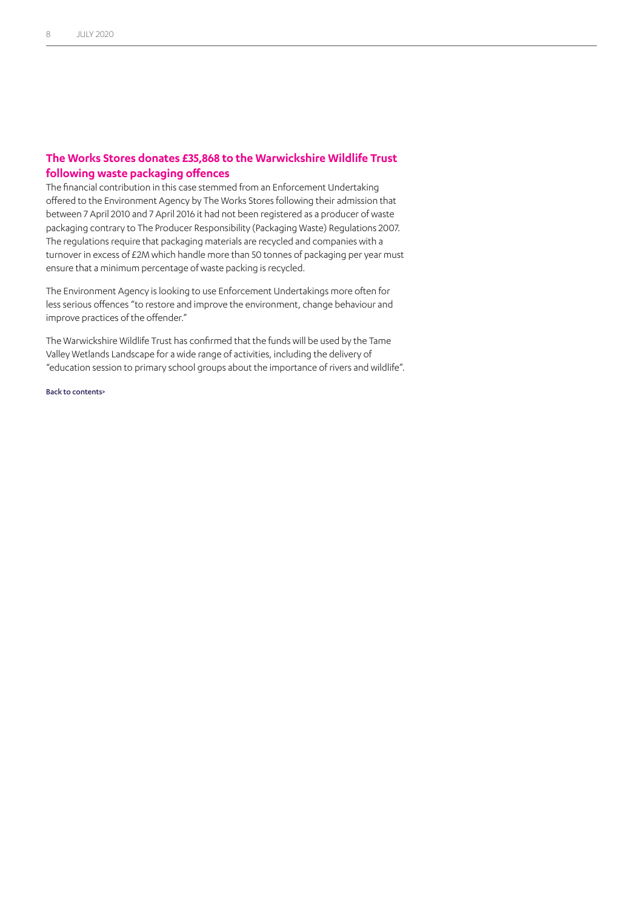## The Works Stores donates £35,868 to the Warwickshire Wildlife Trust following waste packaging offences

The financial contribution in this case stemmed from an Enforcement Undertaking offered to the Environment Agency by The Works Stores following their admission that between 7 April 2010 and 7 April 2016 it had not been registered as a producer of waste packaging contrary to The Producer Responsibility (Packaging Waste) Regulations 2007. The regulations require that packaging materials are recycled and companies with a turnover in excess of £2M which handle more than 50 tonnes of packaging per year must ensure that a minimum percentage of waste packing is recycled.

The Environment Agency is looking to use Enforcement Undertakings more often for less serious offences "to restore and improve the environment, change behaviour and improve practices of the offender."

The Warwickshire Wildlife Trust has confirmed that the funds will be used by the Tame Valley Wetlands Landscape for a wide range of activities, including the delivery of "education session to primary school groups about the importance of rivers and wildlife".

Back to contents>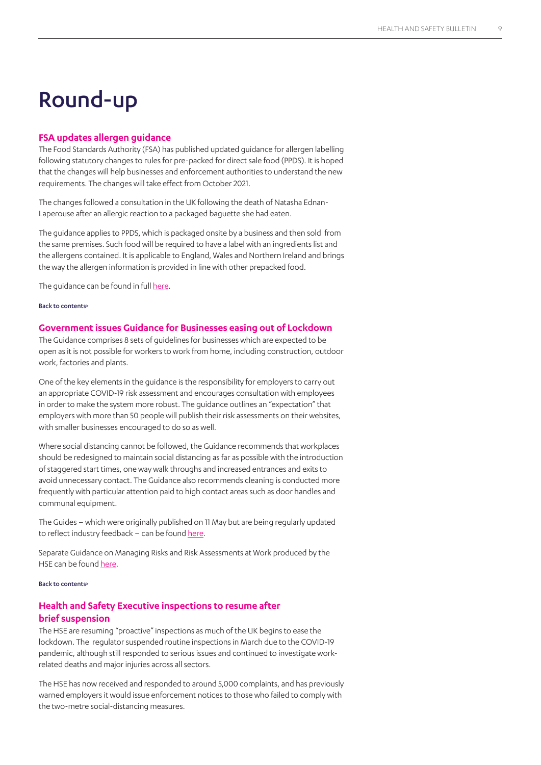# Round-up

## FSA updates allergen guidance

The Food Standards Authority (FSA) has published updated guidance for allergen labelling following statutory changes to rules for pre-packed for direct sale food (PPDS). It is hoped that the changes will help businesses and enforcement authorities to understand the new requirements. The changes will take effect from October 2021.

The changes followed a consultation in the UK following the death of Natasha Ednan-Laperouse after an allergic reaction to a packaged baguette she had eaten.

The guidance applies to PPDS, which is packaged onsite by a business and then sold from the same premises. Such food will be required to have a label with an ingredients list and the allergens contained. It is applicable to England, Wales and Northern Ireland and brings the way the allergen information is provided in line with other prepacked food.

The guidance can be found in full here.

Back to contents>

## Government issues Guidance for Businesses easing out of Lockdown

The Guidance comprises 8 sets of guidelines for businesses which are expected to be open as it is not possible for workers to work from home, including construction, outdoor work, factories and plants.

One of the key elements in the guidance is the responsibility for employers to carry out an appropriate COVID-19 risk assessment and encourages consultation with employees in order to make the system more robust. The guidance outlines an "expectation" that employers with more than 50 people will publish their risk assessments on their websites, with smaller businesses encouraged to do so as well.

Where social distancing cannot be followed, the Guidance recommends that workplaces should be redesigned to maintain social distancing as far as possible with the introduction of staggered start times, one way walk throughs and increased entrances and exits to avoid unnecessary contact. The Guidance also recommends cleaning is conducted more frequently with particular attention paid to high contact areas such as door handles and communal equipment.

The Guides – which were originally published on 11 May but are being regularly updated to reflect industry feedback – can be found here.

Separate Guidance on Managing Risks and Risk Assessments at Work produced by the HSE can be found here.

Back to contents>

## Health and Safety Executive inspections to resume after brief suspension

The HSE are resuming "proactive" inspections as much of the UK begins to ease the lockdown. The regulator suspended routine inspections in March due to the COVID-19 pandemic, although still responded to serious issues and continued to investigate work-related deaths and major injuries across all sectors.

The HSE has now received and responded to around 5,000 complaints, and has previously warned employers it would issue enforcement notices to those who failed to comply with the two-metre social-distancing measures.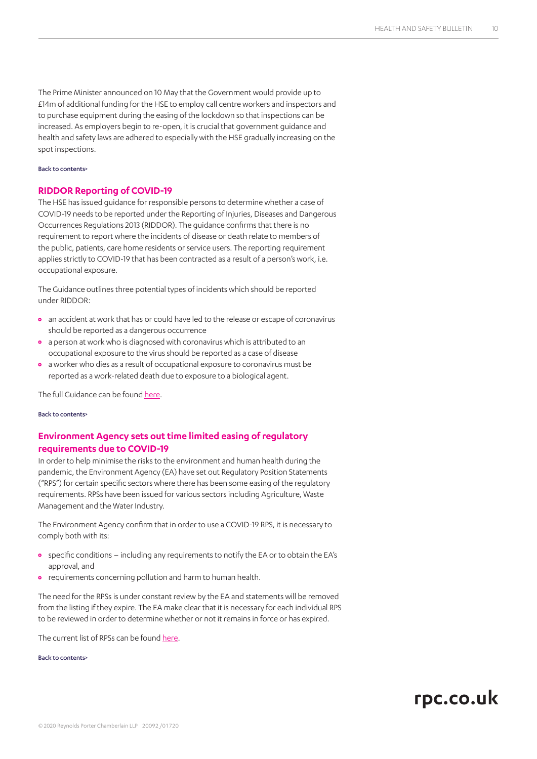The Prime Minister announced on 10 May that the Government would provide up to £14m of additional funding for the HSE to employ call centre workers and inspectors and to purchase equipment during the easing of the lockdown so that inspections can be increased. As employers begin to re-open, it is crucial that government guidance and health and safety laws are adhered to especially with the HSE gradually increasing on the spot inspections.

Back to contents>

## RIDDOR Reporting of COVID-19

The HSE has issued guidance for responsible persons to determine whether a case of COVID-19 needs to be reported under the Reporting of Injuries, Diseases and Dangerous Occurrences Regulations 2013 (RIDDOR). The guidance confirms that there is no requirement to report where the incidents of disease or death relate to members of the public, patients, care home residents or service users. The reporting requirement applies strictly to COVID-19 that has been contracted as a result of a person's work, i.e. occupational exposure.

The Guidance outlines three potential types of incidents which should be reported under RIDDOR:

- an accident at work that has or could have led to the release or escape of coronavirus should be reported as a dangerous occurrence
- a person at work who is diagnosed with coronavirus which is attributed to an occupational exposure to the virus should be reported as a case of disease
- a worker who dies as a result of occupational exposure to coronavirus must be reported as a work-related death due to exposure to a biological agent.

The full Guidance can be found here.

Back to contents>

## Environment Agency sets out time limited easing of regulatory requirements due to COVID-19

In order to help minimise the risks to the environment and human health during the pandemic, the Environment Agency (EA) have set out Regulatory Position Statements ("RPS") for certain specific sectors where there has been some easing of the regulatory requirements. RPSs have been issued for various sectors including Agriculture, Waste Management and the Water Industry.

The Environment Agency confirm that in order to use a COVID-19 RPS, it is necessary to comply both with its:

- specific conditions – including any requirements to notify the EA or to obtain the EA's approval, and
- requirements concerning pollution and harm to human health.

The need for the RPSs is under constant review by the EA and statements will be removed from the listing if they expire. The EA make clear that it is necessary for each individual RPS to be reviewed in order to determine whether or not it remains in force or has expired.

The current list of RPSs can be found here.

Back to contents>

rpc.co.uk

© 2020 Reynolds Porter Chamberlain LLP 20092 /01720